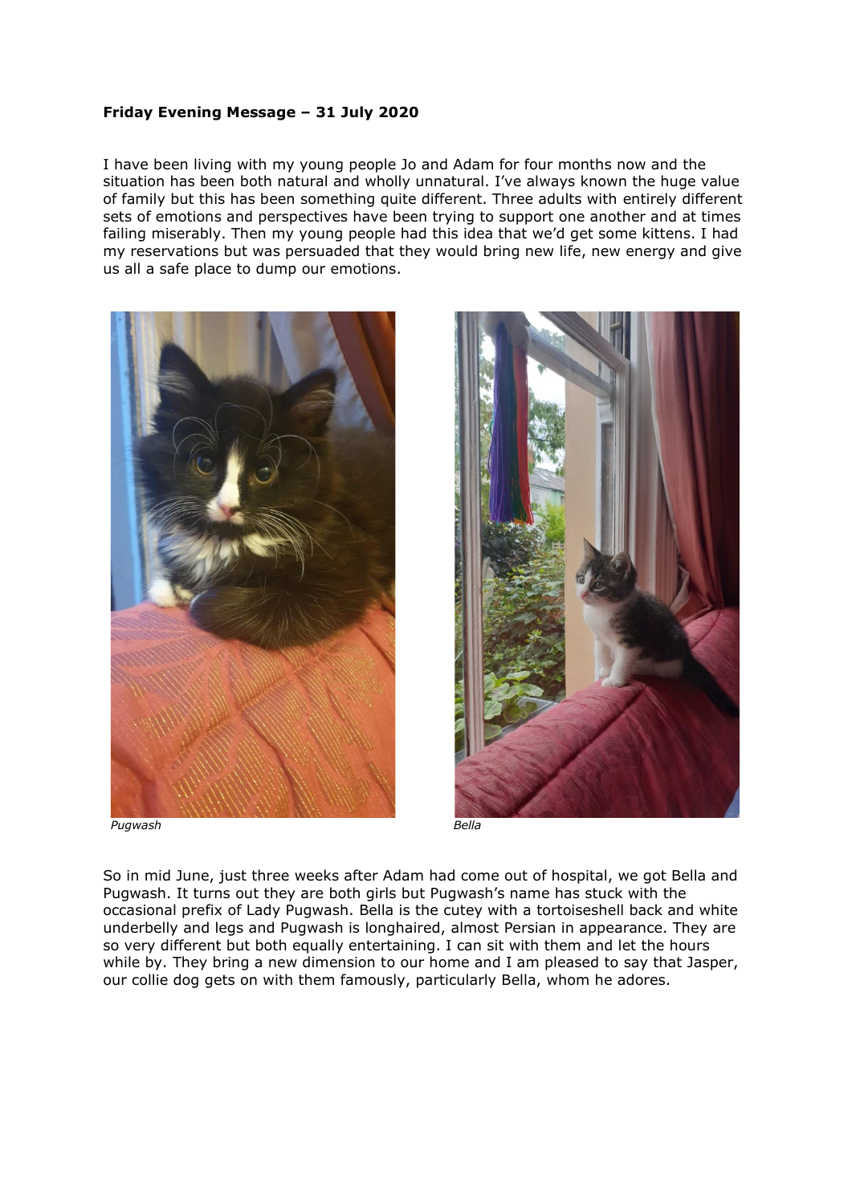**Friday Evening Message – 31 July 2020**

I have been living with my young people Jo and Adam for four months now and the situation has been both natural and wholly unnatural. I've always known the huge value of family but this has been something quite different. Three adults with entirely different sets of emotions and perspectives have been trying to support one another and at times failing miserably. Then my young people had this idea that we'd get some kittens. I had my reservations but was persuaded that they would bring new life, new energy and give us all a safe place to dump our emotions.

*Pugwash*

*Bella*

So in mid June, just three weeks after Adam had come out of hospital, we got Bella and Pugwash. It turns out they are both girls but Pugwash's name has stuck with the occasional prefix of Lady Pugwash. Bella is the cutey with a tortoiseshell back and white underbelly and legs and Pugwash is longhaired, almost Persian in appearance. They are so very different but both equally entertaining. I can sit with them and let the hours while by. They bring a new dimension to our home and I am pleased to say that Jasper, our collie dog gets on with them famously, particularly Bella, whom he adores.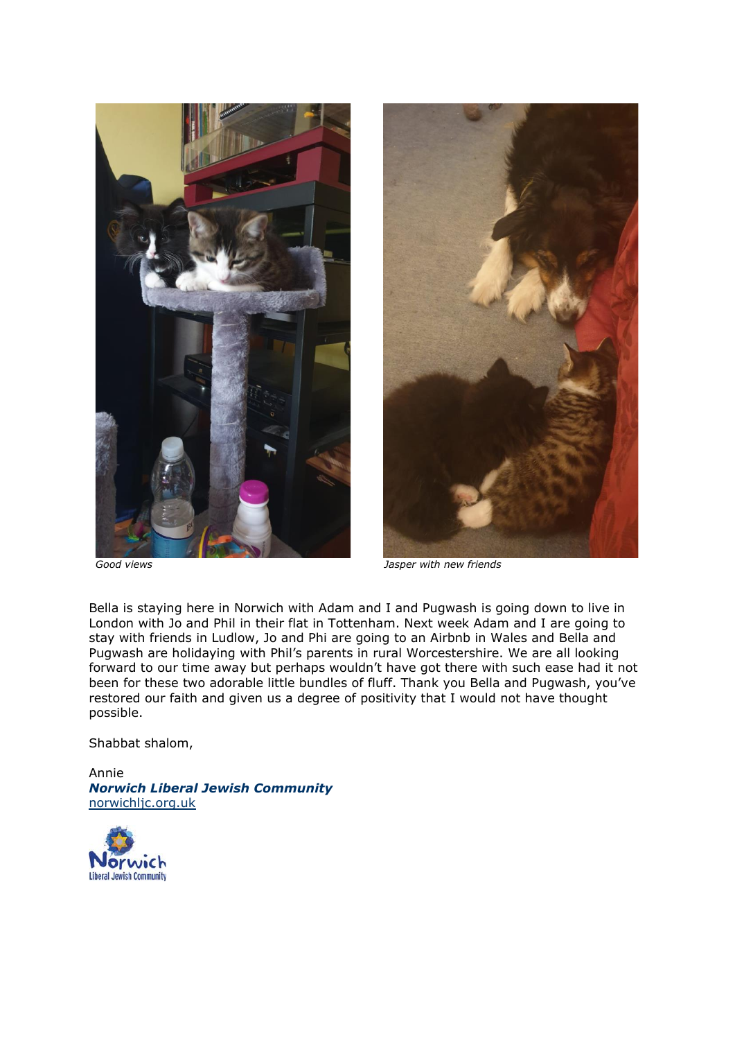*Good views*

*Jasper with new friends*

Bella is staying here in Norwich with Adam and I and Pugwash is going down to live in London with Jo and Phil in their flat in Tottenham. Next week Adam and I are going to stay with friends in Ludlow, Jo and Phi are going to an Airbnb in Wales and Bella and Pugwash are holidaying with Phil's parents in rural Worcestershire. We are all looking forward to our time away but perhaps wouldn't have got there with such ease had it not been for these two adorable little bundles of fluff. Thank you Bella and Pugwash, you've restored our faith and given us a degree of positivity that I would not have thought possible.

Shabbat shalom,

Annie
***Norwich Liberal Jewish Community***
[norwichljc.org.uk](http://norwichljc.org.uk)